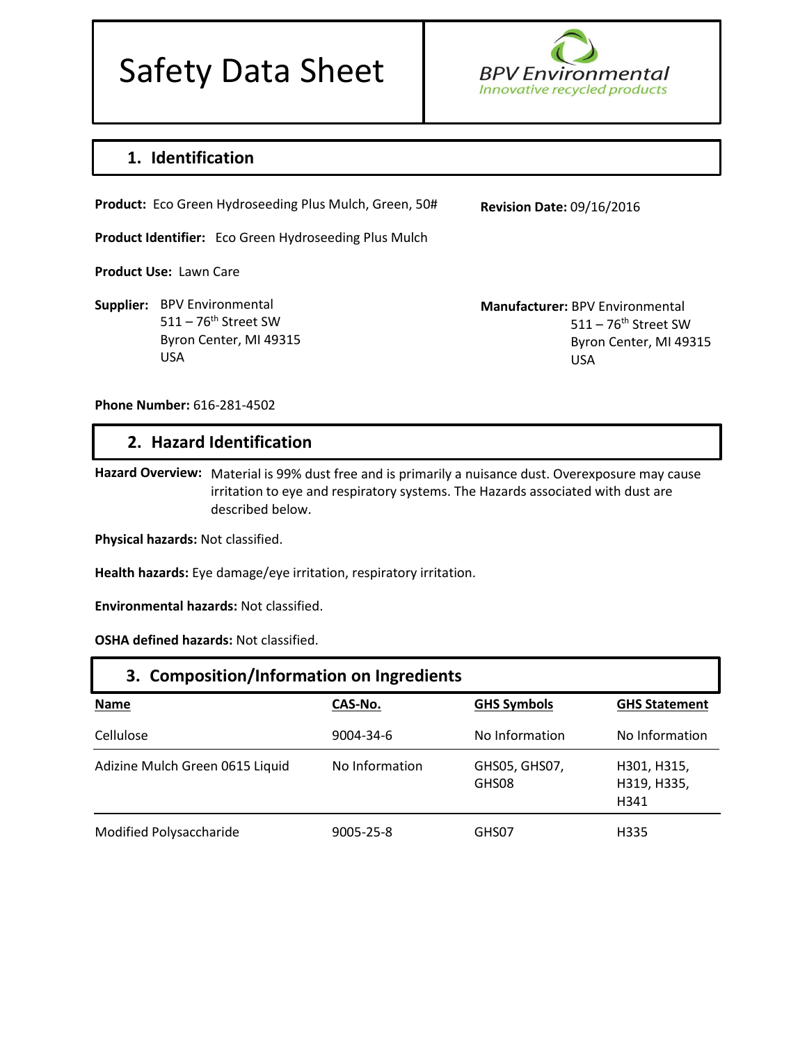# Safety Data Sheet

BPV Environmental
*Innovative recycled products*

## 1. Identification

**Product:** Eco Green Hydroseeding Plus Mulch, Green, 50#

**Revision Date:** 09/16/2016

**Product Identifier:** Eco Green Hydroseeding Plus Mulch

**Product Use:** Lawn Care

**Supplier:** BPV Environmental
511 – 76th Street SW
Byron Center, MI 49315
USA

**Manufacturer:** BPV Environmental
511 – 76th Street SW
Byron Center, MI 49315
USA

**Phone Number:** 616-281-4502

## 2. Hazard Identification

**Hazard Overview:** Material is 99% dust free and is primarily a nuisance dust. Overexposure may cause irritation to eye and respiratory systems. The Hazards associated with dust are described below.

**Physical hazards:** Not classified.

**Health hazards:** Eye damage/eye irritation, respiratory irritation.

**Environmental hazards:** Not classified.

**OSHA defined hazards:** Not classified.

## 3. Composition/Information on Ingredients

| Name | CAS-No. | GHS Symbols | GHS Statement |
|---|---|---|---|
| Cellulose | 9004-34-6 | No Information | No Information |
| Adizine Mulch Green 0615 Liquid | No Information | GHS05, GHS07, GHS08 | H301, H315, H319, H335, H341 |
| Modified Polysaccharide | 9005-25-8 | GHS07 | H335 |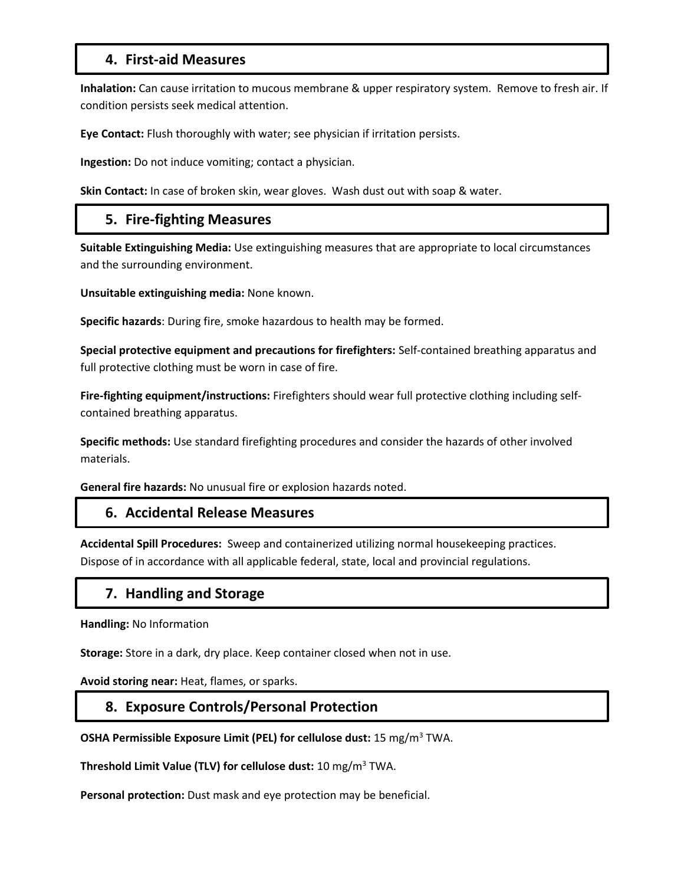## 4. First-aid Measures

**Inhalation:** Can cause irritation to mucous membrane & upper respiratory system. Remove to fresh air. If condition persists seek medical attention.

**Eye Contact:** Flush thoroughly with water; see physician if irritation persists.

**Ingestion:** Do not induce vomiting; contact a physician.

**Skin Contact:** In case of broken skin, wear gloves. Wash dust out with soap & water.

## 5. Fire-fighting Measures

**Suitable Extinguishing Media:** Use extinguishing measures that are appropriate to local circumstances and the surrounding environment.

**Unsuitable extinguishing media:** None known.

**Specific hazards**: During fire, smoke hazardous to health may be formed.

**Special protective equipment and precautions for firefighters:** Self-contained breathing apparatus and full protective clothing must be worn in case of fire.

**Fire-fighting equipment/instructions:** Firefighters should wear full protective clothing including self-contained breathing apparatus.

**Specific methods:** Use standard firefighting procedures and consider the hazards of other involved materials.

**General fire hazards:** No unusual fire or explosion hazards noted.

## 6. Accidental Release Measures

**Accidental Spill Procedures:** Sweep and containerized utilizing normal housekeeping practices. Dispose of in accordance with all applicable federal, state, local and provincial regulations.

## 7. Handling and Storage

**Handling:** No Information

**Storage:** Store in a dark, dry place. Keep container closed when not in use.

**Avoid storing near:** Heat, flames, or sparks.

## 8. Exposure Controls/Personal Protection

**OSHA Permissible Exposure Limit (PEL) for cellulose dust:** 15 mg/$m^3$ TWA.

**Threshold Limit Value (TLV) for cellulose dust:** 10 mg/$m^3$ TWA.

**Personal protection:** Dust mask and eye protection may be beneficial.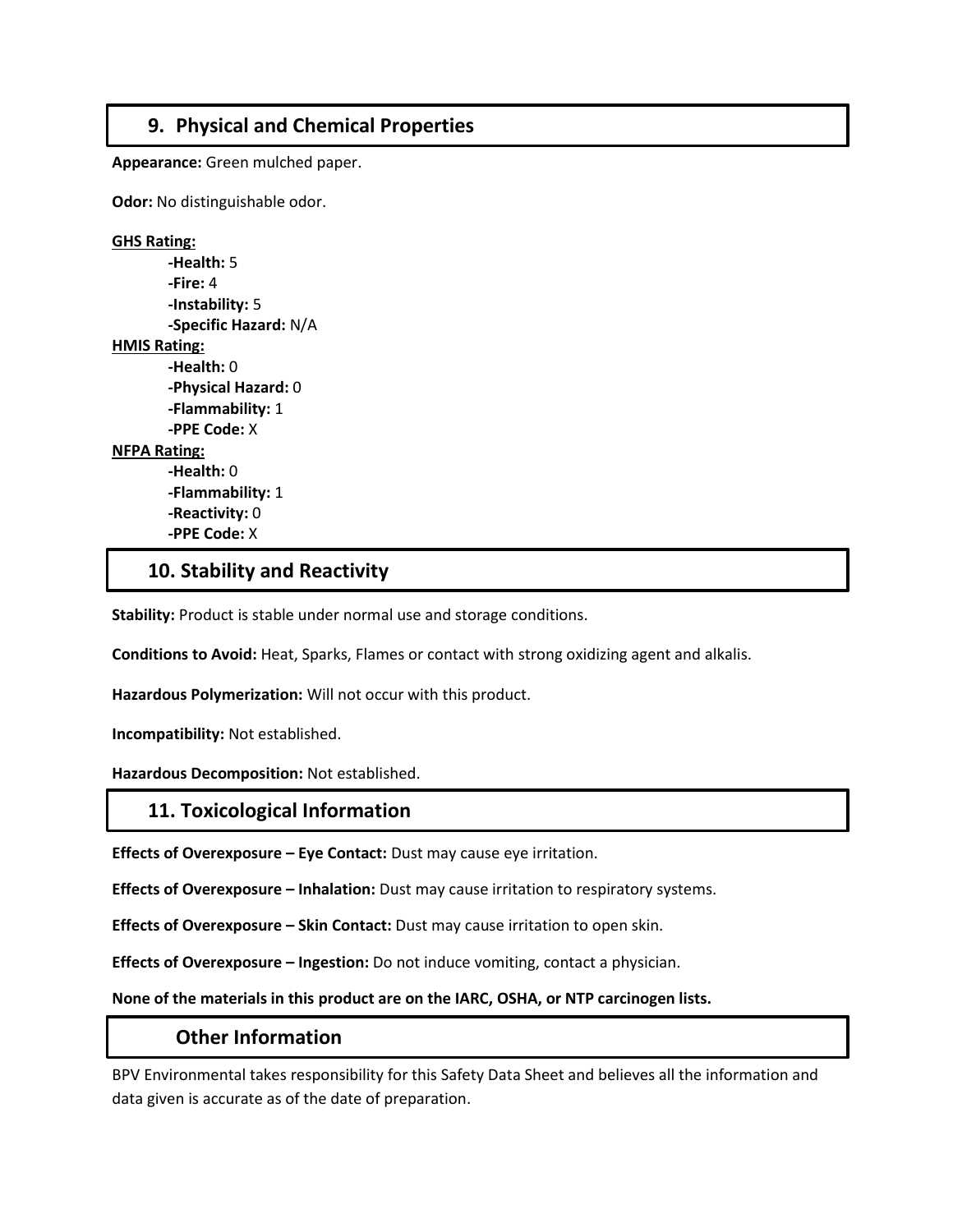## 9. Physical and Chemical Properties

**Appearance:** Green mulched paper.

**Odor:** No distinguishable odor.

**GHS Rating:**

- **-Health:** 5
- **-Fire:** 4
- **-Instability:** 5
- **-Specific Hazard:** N/A

**HMIS Rating:**

- **-Health:** 0
- **-Physical Hazard:** 0
- **-Flammability:** 1
- **-PPE Code:** X

**NFPA Rating:**

- **-Health:** 0
- **-Flammability:** 1
- **-Reactivity:** 0
- **-PPE Code:** X

## 10. Stability and Reactivity

**Stability:** Product is stable under normal use and storage conditions.

**Conditions to Avoid:** Heat, Sparks, Flames or contact with strong oxidizing agent and alkalis.

**Hazardous Polymerization:** Will not occur with this product.

**Incompatibility:** Not established.

**Hazardous Decomposition:** Not established.

## 11. Toxicological Information

**Effects of Overexposure – Eye Contact:** Dust may cause eye irritation.

**Effects of Overexposure – Inhalation:** Dust may cause irritation to respiratory systems.

**Effects of Overexposure – Skin Contact:** Dust may cause irritation to open skin.

**Effects of Overexposure – Ingestion:** Do not induce vomiting, contact a physician.

**None of the materials in this product are on the IARC, OSHA, or NTP carcinogen lists.**

## Other Information

BPV Environmental takes responsibility for this Safety Data Sheet and believes all the information and data given is accurate as of the date of preparation.